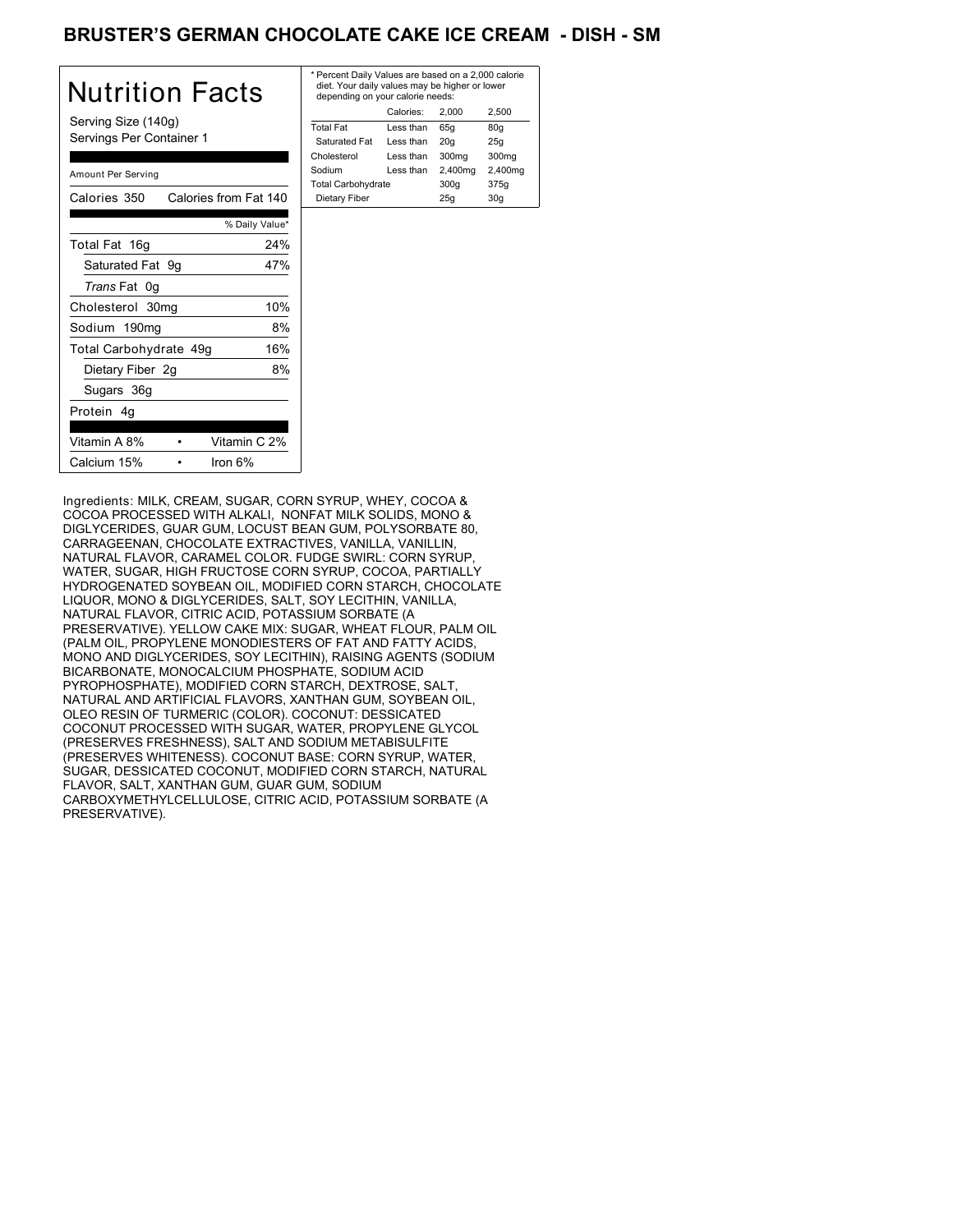# BRUSTER'S GERMAN CHOCOLATE CAKE ICE CREAM - DISH - SM

## Nutrition Facts

Serving Size (140g)
Servings Per Container 1

Amount Per Serving

| Calories 350 | Calories from Fat 140 |
|---|---|
| | % Daily Value* |
| Total Fat 16g | 24% |
| Saturated Fat 9g | 47% |
| *Trans* Fat 0g | |
| Cholesterol 30mg | 10% |
| Sodium 190mg | 8% |
| Total Carbohydrate 49g | 16% |
| Dietary Fiber 2g | 8% |
| Sugars 36g | |
| Protein 4g | |

| Vitamin A 8% | • | Vitamin C 2% |
|---|---|---|
| Calcium 15% | • | Iron 6% |

* Percent Daily Values are based on a 2,000 calorie diet. Your daily values may be higher or lower depending on your calorie needs:

| | Calories: | 2,000 | 2,500 |
|---|---|---|---|
| Total Fat | Less than | 65g | 80g |
| Saturated Fat | Less than | 20g | 25g |
| Cholesterol | Less than | 300mg | 300mg |
| Sodium | Less than | 2,400mg | 2,400mg |
| Total Carbohydrate | | 300g | 375g |
| Dietary Fiber | | 25g | 30g |

Ingredients: MILK, CREAM, SUGAR, CORN SYRUP, WHEY, COCOA & COCOA PROCESSED WITH ALKALI, NONFAT MILK SOLIDS, MONO & DIGLYCERIDES, GUAR GUM, LOCUST BEAN GUM, POLYSORBATE 80, CARRAGEENAN, CHOCOLATE EXTRACTIVES, VANILLA, VANILLIN, NATURAL FLAVOR, CARAMEL COLOR. FUDGE SWIRL: CORN SYRUP, WATER, SUGAR, HIGH FRUCTOSE CORN SYRUP, COCOA, PARTIALLY HYDROGENATED SOYBEAN OIL, MODIFIED CORN STARCH, CHOCOLATE LIQUOR, MONO & DIGLYCERIDES, SALT, SOY LECITHIN, VANILLA, NATURAL FLAVOR, CITRIC ACID, POTASSIUM SORBATE (A PRESERVATIVE). YELLOW CAKE MIX: SUGAR, WHEAT FLOUR, PALM OIL (PALM OIL, PROPYLENE MONODIESTERS OF FAT AND FATTY ACIDS, MONO AND DIGLYCERIDES, SOY LECITHIN), RAISING AGENTS (SODIUM BICARBONATE, MONOCALCIUM PHOSPHATE, SODIUM ACID PYROPHOSPHATE), MODIFIED CORN STARCH, DEXTROSE, SALT, NATURAL AND ARTIFICIAL FLAVORS, XANTHAN GUM, SOYBEAN OIL, OLEO RESIN OF TURMERIC (COLOR). COCONUT: DESSICATED COCONUT PROCESSED WITH SUGAR, WATER, PROPYLENE GLYCOL (PRESERVES FRESHNESS), SALT AND SODIUM METABISULFITE (PRESERVES WHITENESS). COCONUT BASE: CORN SYRUP, WATER, SUGAR, DESSICATED COCONUT, MODIFIED CORN STARCH, NATURAL FLAVOR, SALT, XANTHAN GUM, GUAR GUM, SODIUM CARBOXYMETHYLCELLULOSE, CITRIC ACID, POTASSIUM SORBATE (A PRESERVATIVE).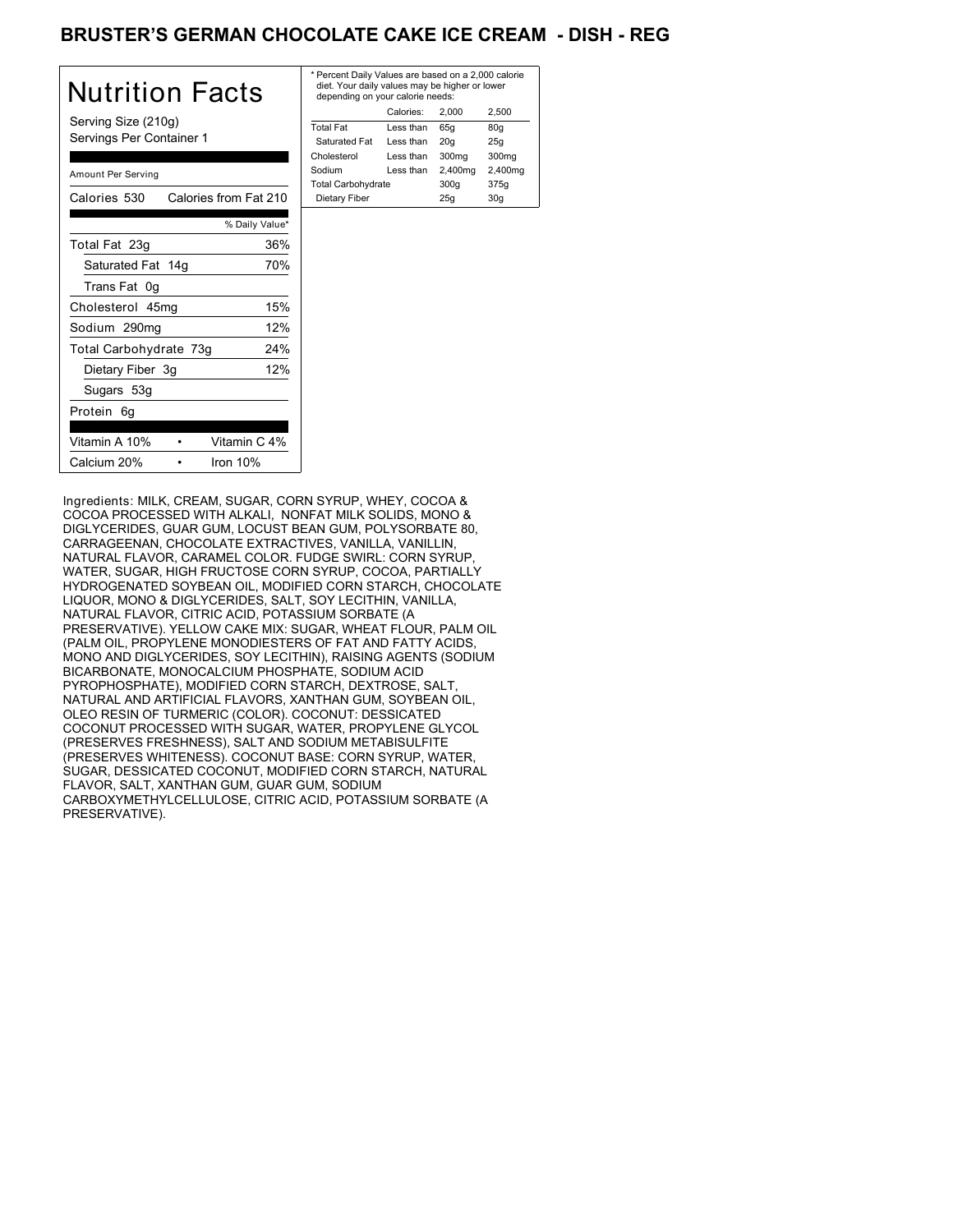# BRUSTER'S GERMAN CHOCOLATE CAKE ICE CREAM - DISH - REG

## Nutrition Facts

Serving Size (210g)
Servings Per Container 1

| Amount Per Serving | |
|---|---|
| Calories 530 | Calories from Fat 210 |
| | % Daily Value* |
| Total Fat 23g | 36% |
| Saturated Fat 14g | 70% |
| Trans Fat 0g | |
| Cholesterol 45mg | 15% |
| Sodium 290mg | 12% |
| Total Carbohydrate 73g | 24% |
| Dietary Fiber 3g | 12% |
| Sugars 53g | |
| Protein 6g | |

| | |
|---|---|
| Vitamin A 10% | Vitamin C 4% |
| Calcium 20% | Iron 10% |

* Percent Daily Values are based on a 2,000 calorie diet. Your daily values may be higher or lower depending on your calorie needs:

| | Calories: | 2,000 | 2,500 |
|---|---|---|---|
| Total Fat | Less than | 65g | 80g |
| Saturated Fat | Less than | 20g | 25g |
| Cholesterol | Less than | 300mg | 300mg |
| Sodium | Less than | 2,400mg | 2,400mg |
| Total Carbohydrate | | 300g | 375g |
| Dietary Fiber | | 25g | 30g |

Ingredients: MILK, CREAM, SUGAR, CORN SYRUP, WHEY, COCOA & COCOA PROCESSED WITH ALKALI, NONFAT MILK SOLIDS, MONO & DIGLYCERIDES, GUAR GUM, LOCUST BEAN GUM, POLYSORBATE 80, CARRAGEENAN, CHOCOLATE EXTRACTIVES, VANILLA, VANILLIN, NATURAL FLAVOR, CARAMEL COLOR. FUDGE SWIRL: CORN SYRUP, WATER, SUGAR, HIGH FRUCTOSE CORN SYRUP, COCOA, PARTIALLY HYDROGENATED SOYBEAN OIL, MODIFIED CORN STARCH, CHOCOLATE LIQUOR, MONO & DIGLYCERIDES, SALT, SOY LECITHIN, VANILLA, NATURAL FLAVOR, CITRIC ACID, POTASSIUM SORBATE (A PRESERVATIVE). YELLOW CAKE MIX: SUGAR, WHEAT FLOUR, PALM OIL (PALM OIL, PROPYLENE MONODIESTERS OF FAT AND FATTY ACIDS, MONO AND DIGLYCERIDES, SOY LECITHIN), RAISING AGENTS (SODIUM BICARBONATE, MONOCALCIUM PHOSPHATE, SODIUM ACID PYROPHOSPHATE), MODIFIED CORN STARCH, DEXTROSE, SALT, NATURAL AND ARTIFICIAL FLAVORS, XANTHAN GUM, SOYBEAN OIL, OLEO RESIN OF TURMERIC (COLOR). COCONUT: DESSICATED COCONUT PROCESSED WITH SUGAR, WATER, PROPYLENE GLYCOL (PRESERVES FRESHNESS), SALT AND SODIUM METABISULFITE (PRESERVES WHITENESS). COCONUT BASE: CORN SYRUP, WATER, SUGAR, DESSICATED COCONUT, MODIFIED CORN STARCH, NATURAL FLAVOR, SALT, XANTHAN GUM, GUAR GUM, SODIUM CARBOXYMETHYLCELLULOSE, CITRIC ACID, POTASSIUM SORBATE (A PRESERVATIVE).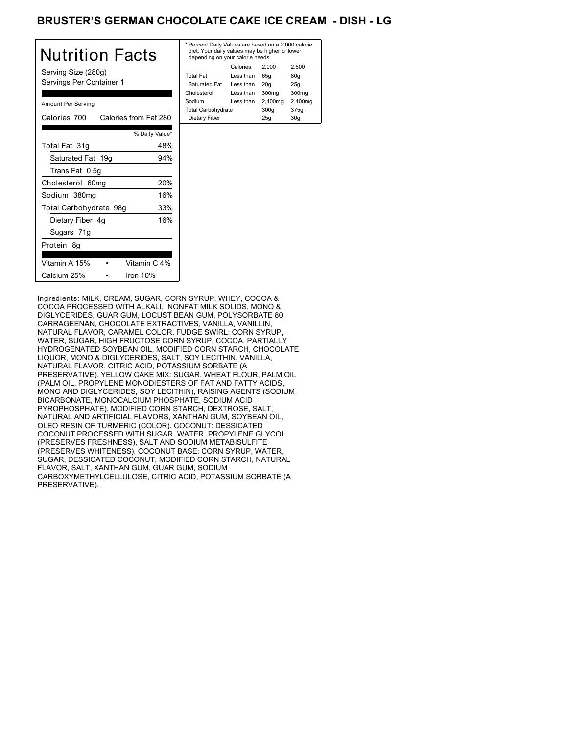# BRUSTER'S GERMAN CHOCOLATE CAKE ICE CREAM - DISH - LG

## Nutrition Facts

Serving Size (280g)
Servings Per Container 1

Amount Per Serving

| Calories 700 | Calories from Fat 280 |
|---|---|
| | % Daily Value* |
| Total Fat 31g | 48% |
| Saturated Fat 19g | 94% |
| Trans Fat 0.5g | |
| Cholesterol 60mg | 20% |
| Sodium 380mg | 16% |
| Total Carbohydrate 98g | 33% |
| Dietary Fiber 4g | 16% |
| Sugars 71g | |
| Protein 8g | |

| Vitamin A 15% | Vitamin C 4% |
|---|---|
| Calcium 25% | Iron 10% |

* Percent Daily Values are based on a 2,000 calorie diet. Your daily values may be higher or lower depending on your calorie needs:

| | Calories: | 2,000 | 2,500 |
|---|---|---|---|
| Total Fat | Less than | 65g | 80g |
| Saturated Fat | Less than | 20g | 25g |
| Cholesterol | Less than | 300mg | 300mg |
| Sodium | Less than | 2,400mg | 2,400mg |
| Total Carbohydrate | | 300g | 375g |
| Dietary Fiber | | 25g | 30g |

Ingredients: MILK, CREAM, SUGAR, CORN SYRUP, WHEY, COCOA & COCOA PROCESSED WITH ALKALI, NONFAT MILK SOLIDS, MONO & DIGLYCERIDES, GUAR GUM, LOCUST BEAN GUM, POLYSORBATE 80, CARRAGEENAN, CHOCOLATE EXTRACTIVES, VANILLA, VANILLIN, NATURAL FLAVOR, CARAMEL COLOR. FUDGE SWIRL: CORN SYRUP, WATER, SUGAR, HIGH FRUCTOSE CORN SYRUP, COCOA, PARTIALLY HYDROGENATED SOYBEAN OIL, MODIFIED CORN STARCH, CHOCOLATE LIQUOR, MONO & DIGLYCERIDES, SALT, SOY LECITHIN, VANILLA, NATURAL FLAVOR, CITRIC ACID, POTASSIUM SORBATE (A PRESERVATIVE). YELLOW CAKE MIX: SUGAR, WHEAT FLOUR, PALM OIL (PALM OIL, PROPYLENE MONODIESTERS OF FAT AND FATTY ACIDS, MONO AND DIGLYCERIDES, SOY LECITHIN), RAISING AGENTS (SODIUM BICARBONATE, MONOCALCIUM PHOSPHATE, SODIUM ACID PYROPHOSPHATE), MODIFIED CORN STARCH, DEXTROSE, SALT, NATURAL AND ARTIFICIAL FLAVORS, XANTHAN GUM, SOYBEAN OIL, OLEO RESIN OF TURMERIC (COLOR). COCONUT: DESSICATED COCONUT PROCESSED WITH SUGAR, WATER, PROPYLENE GLYCOL (PRESERVES FRESHNESS), SALT AND SODIUM METABISULFITE (PRESERVES WHITENESS). COCONUT BASE: CORN SYRUP, WATER, SUGAR, DESSICATED COCONUT, MODIFIED CORN STARCH, NATURAL FLAVOR, SALT, XANTHAN GUM, GUAR GUM, SODIUM CARBOXYMETHYLCELLULOSE, CITRIC ACID, POTASSIUM SORBATE (A PRESERVATIVE).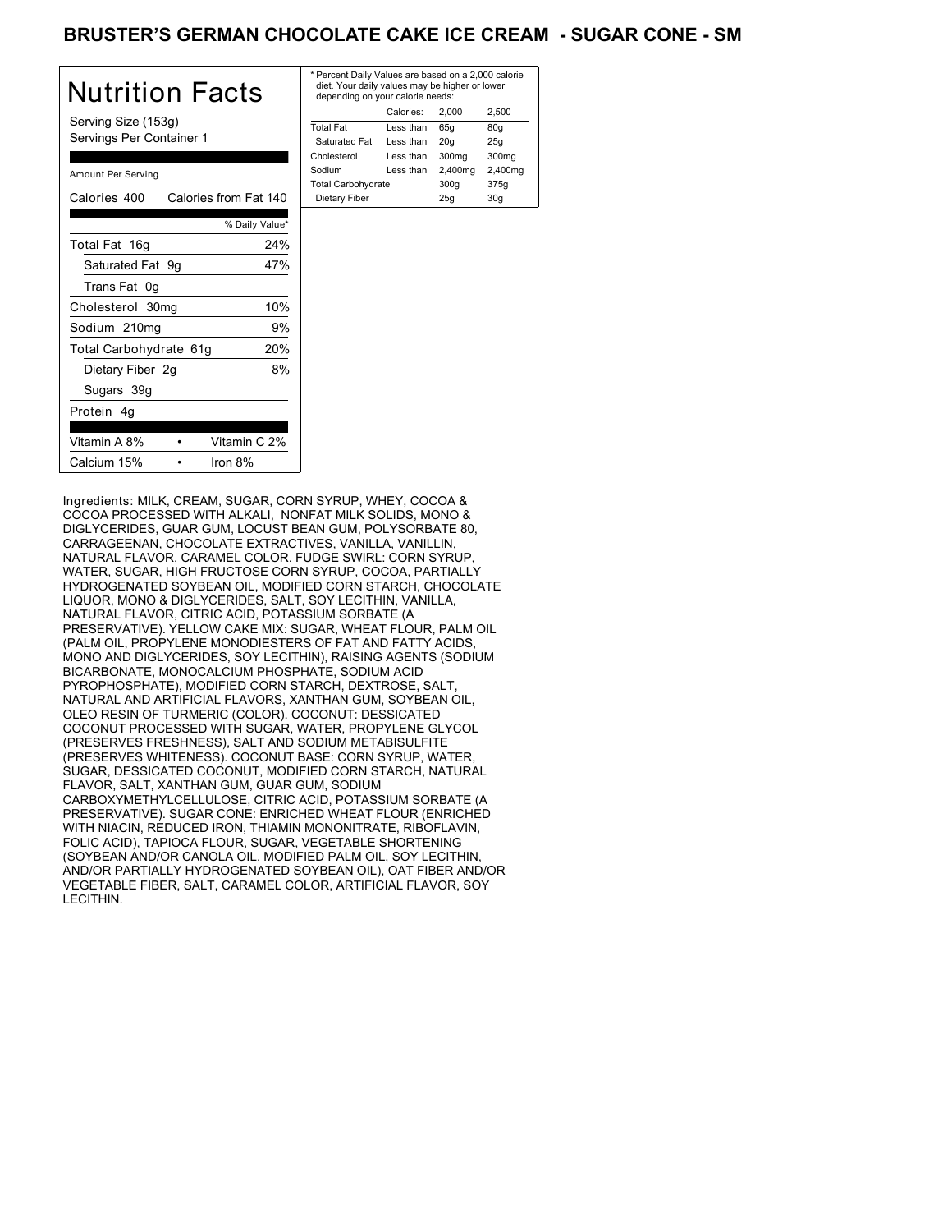# BRUSTER'S GERMAN CHOCOLATE CAKE ICE CREAM - SUGAR CONE - SM

## Nutrition Facts

Serving Size (153g)
Servings Per Container 1

Amount Per Serving

Calories 400 Calories from Fat 140

| | % Daily Value* |
|---|---|
| Total Fat 16g | 24% |
| Saturated Fat 9g | 47% |
| Trans Fat 0g | |
| Cholesterol 30mg | 10% |
| Sodium 210mg | 9% |
| Total Carbohydrate 61g | 20% |
| Dietary Fiber 2g | 8% |
| Sugars 39g | |
| Protein 4g | |

| | | |
|---|---|---|
| Vitamin A 8% | • | Vitamin C 2% |
| Calcium 15% | • | Iron 8% |

* Percent Daily Values are based on a 2,000 calorie diet. Your daily values may be higher or lower depending on your calorie needs:

| | Calories: | 2,000 | 2,500 |
|---|---|---|---|
| Total Fat | Less than | 65g | 80g |
| Saturated Fat | Less than | 20g | 25g |
| Cholesterol | Less than | 300mg | 300mg |
| Sodium | Less than | 2,400mg | 2,400mg |
| Total Carbohydrate | | 300g | 375g |
| Dietary Fiber | | 25g | 30g |

Ingredients: MILK, CREAM, SUGAR, CORN SYRUP, WHEY, COCOA & COCOA PROCESSED WITH ALKALI, NONFAT MILK SOLIDS, MONO & DIGLYCERIDES, GUAR GUM, LOCUST BEAN GUM, POLYSORBATE 80, CARRAGEENAN, CHOCOLATE EXTRACTIVES, VANILLA, VANILLIN, NATURAL FLAVOR, CARAMEL COLOR. FUDGE SWIRL: CORN SYRUP, WATER, SUGAR, HIGH FRUCTOSE CORN SYRUP, COCOA, PARTIALLY HYDROGENATED SOYBEAN OIL, MODIFIED CORN STARCH, CHOCOLATE LIQUOR, MONO & DIGLYCERIDES, SALT, SOY LECITHIN, VANILLA, NATURAL FLAVOR, CITRIC ACID, POTASSIUM SORBATE (A PRESERVATIVE). YELLOW CAKE MIX: SUGAR, WHEAT FLOUR, PALM OIL (PALM OIL, PROPYLENE MONODIESTERS OF FAT AND FATTY ACIDS, MONO AND DIGLYCERIDES, SOY LECITHIN), RAISING AGENTS (SODIUM BICARBONATE, MONOCALCIUM PHOSPHATE, SODIUM ACID PYROPHOSPHATE), MODIFIED CORN STARCH, DEXTROSE, SALT, NATURAL AND ARTIFICIAL FLAVORS, XANTHAN GUM, SOYBEAN OIL, OLEO RESIN OF TURMERIC (COLOR). COCONUT: DESSICATED COCONUT PROCESSED WITH SUGAR, WATER, PROPYLENE GLYCOL (PRESERVES FRESHNESS), SALT AND SODIUM METABISULFITE (PRESERVES WHITENESS). COCONUT BASE: CORN SYRUP, WATER, SUGAR, DESSICATED COCONUT, MODIFIED CORN STARCH, NATURAL FLAVOR, SALT, XANTHAN GUM, GUAR GUM, SODIUM CARBOXYMETHYLCELLULOSE, CITRIC ACID, POTASSIUM SORBATE (A PRESERVATIVE). SUGAR CONE: ENRICHED WHEAT FLOUR (ENRICHED WITH NIACIN, REDUCED IRON, THIAMIN MONONITRATE, RIBOFLAVIN, FOLIC ACID), TAPIOCA FLOUR, SUGAR, VEGETABLE SHORTENING (SOYBEAN AND/OR CANOLA OIL, MODIFIED PALM OIL, SOY LECITHIN, AND/OR PARTIALLY HYDROGENATED SOYBEAN OIL), OAT FIBER AND/OR VEGETABLE FIBER, SALT, CARAMEL COLOR, ARTIFICIAL FLAVOR, SOY LECITHIN.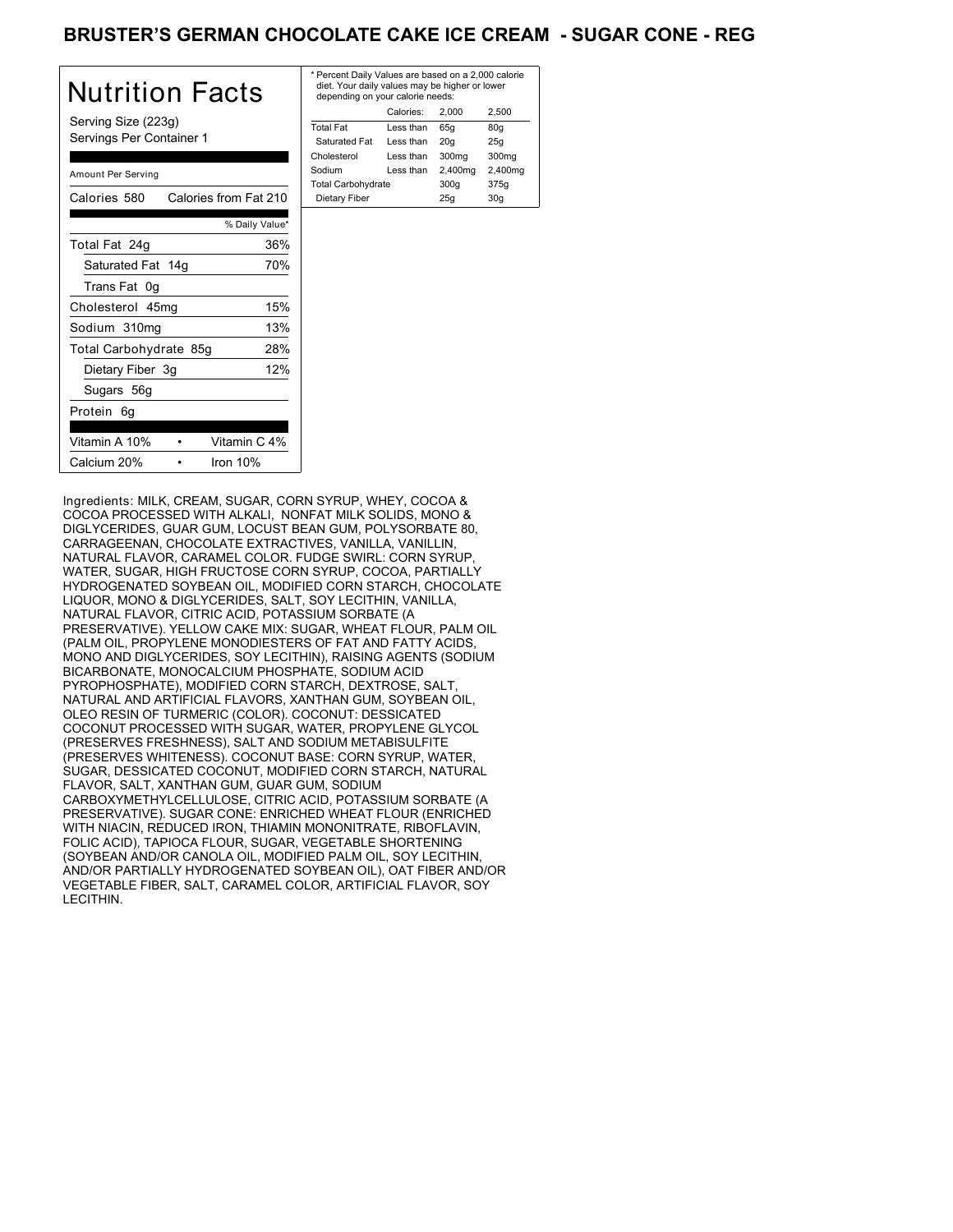# BRUSTER'S GERMAN CHOCOLATE CAKE ICE CREAM - SUGAR CONE - REG

## Nutrition Facts

Serving Size (223g)
Servings Per Container 1

Amount Per Serving

| Calories 580 | Calories from Fat 210 |
|---|---|
| | % Daily Value* |
| Total Fat 24g | 36% |
| Saturated Fat 14g | 70% |
| Trans Fat 0g | |
| Cholesterol 45mg | 15% |
| Sodium 310mg | 13% |
| Total Carbohydrate 85g | 28% |
| Dietary Fiber 3g | 12% |
| Sugars 56g | |
| Protein 6g | |

| Vitamin A 10% | • | Vitamin C 4% |
|---|---|---|
| Calcium 20% | • | Iron 10% |

* Percent Daily Values are based on a 2,000 calorie diet. Your daily values may be higher or lower depending on your calorie needs:

| | Calories: | 2,000 | 2,500 |
|---|---|---|---|
| Total Fat | Less than | 65g | 80g |
| Saturated Fat | Less than | 20g | 25g |
| Cholesterol | Less than | 300mg | 300mg |
| Sodium | Less than | 2,400mg | 2,400mg |
| Total Carbohydrate | | 300g | 375g |
| Dietary Fiber | | 25g | 30g |

Ingredients: MILK, CREAM, SUGAR, CORN SYRUP, WHEY, COCOA & COCOA PROCESSED WITH ALKALI, NONFAT MILK SOLIDS, MONO & DIGLYCERIDES, GUAR GUM, LOCUST BEAN GUM, POLYSORBATE 80, CARRAGEENAN, CHOCOLATE EXTRACTIVES, VANILLA, VANILLIN, NATURAL FLAVOR, CARAMEL COLOR. FUDGE SWIRL: CORN SYRUP, WATER, SUGAR, HIGH FRUCTOSE CORN SYRUP, COCOA, PARTIALLY HYDROGENATED SOYBEAN OIL, MODIFIED CORN STARCH, CHOCOLATE LIQUOR, MONO & DIGLYCERIDES, SALT, SOY LECITHIN, VANILLA, NATURAL FLAVOR, CITRIC ACID, POTASSIUM SORBATE (A PRESERVATIVE). YELLOW CAKE MIX: SUGAR, WHEAT FLOUR, PALM OIL (PALM OIL, PROPYLENE MONODIESTERS OF FAT AND FATTY ACIDS, MONO AND DIGLYCERIDES, SOY LECITHIN), RAISING AGENTS (SODIUM BICARBONATE, MONOCALCIUM PHOSPHATE, SODIUM ACID PYROPHOSPHATE), MODIFIED CORN STARCH, DEXTROSE, SALT, NATURAL AND ARTIFICIAL FLAVORS, XANTHAN GUM, SOYBEAN OIL, OLEO RESIN OF TURMERIC (COLOR). COCONUT: DESSICATED COCONUT PROCESSED WITH SUGAR, WATER, PROPYLENE GLYCOL (PRESERVES FRESHNESS), SALT AND SODIUM METABISULFITE (PRESERVES WHITENESS). COCONUT BASE: CORN SYRUP, WATER, SUGAR, DESSICATED COCONUT, MODIFIED CORN STARCH, NATURAL FLAVOR, SALT, XANTHAN GUM, GUAR GUM, SODIUM CARBOXYMETHYLCELLULOSE, CITRIC ACID, POTASSIUM SORBATE (A PRESERVATIVE). SUGAR CONE: ENRICHED WHEAT FLOUR (ENRICHED WITH NIACIN, REDUCED IRON, THIAMIN MONONITRATE, RIBOFLAVIN, FOLIC ACID), TAPIOCA FLOUR, SUGAR, VEGETABLE SHORTENING (SOYBEAN AND/OR CANOLA OIL, MODIFIED PALM OIL, SOY LECITHIN, AND/OR PARTIALLY HYDROGENATED SOYBEAN OIL), OAT FIBER AND/OR VEGETABLE FIBER, SALT, CARAMEL COLOR, ARTIFICIAL FLAVOR, SOY LECITHIN.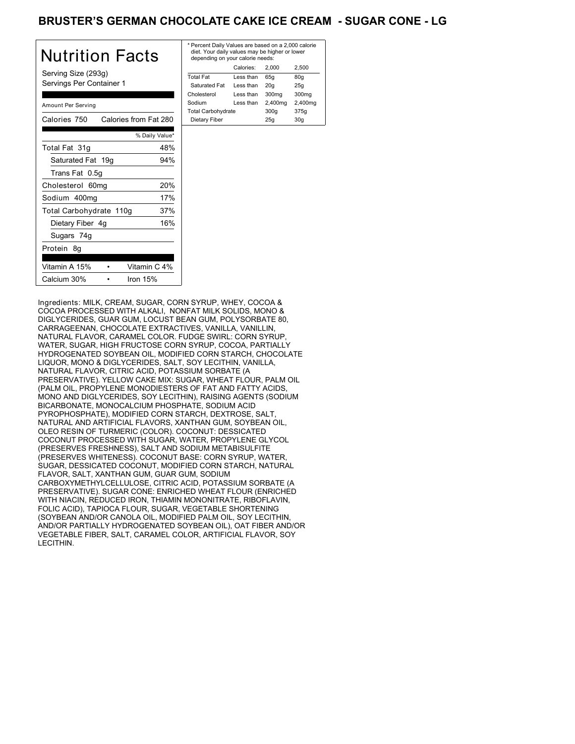# BRUSTER'S GERMAN CHOCOLATE CAKE ICE CREAM - SUGAR CONE - LG

## Nutrition Facts

Serving Size (293g)
Servings Per Container 1

Amount Per Serving

| Calories 750 | Calories from Fat 280 |
| --- | --- |
| | % Daily Value* |
| Total Fat 31g | 48% |
| Saturated Fat 19g | 94% |
| Trans Fat 0.5g | |
| Cholesterol 60mg | 20% |
| Sodium 400mg | 17% |
| Total Carbohydrate 110g | 37% |
| Dietary Fiber 4g | 16% |
| Sugars 74g | |
| Protein 8g | |

| Vitamin A 15% | • | Vitamin C 4% |
| --- | --- | --- |
| Calcium 30% | • | Iron 15% |

* Percent Daily Values are based on a 2,000 calorie diet. Your daily values may be higher or lower depending on your calorie needs:

| | Calories: | 2,000 | 2,500 |
| --- | --- | --- | --- |
| Total Fat | Less than | 65g | 80g |
| Saturated Fat | Less than | 20g | 25g |
| Cholesterol | Less than | 300mg | 300mg |
| Sodium | Less than | 2,400mg | 2,400mg |
| Total Carbohydrate | | 300g | 375g |
| Dietary Fiber | | 25g | 30g |

Ingredients: MILK, CREAM, SUGAR, CORN SYRUP, WHEY, COCOA & COCOA PROCESSED WITH ALKALI, NONFAT MILK SOLIDS, MONO & DIGLYCERIDES, GUAR GUM, LOCUST BEAN GUM, POLYSORBATE 80, CARRAGEENAN, CHOCOLATE EXTRACTIVES, VANILLA, VANILLIN, NATURAL FLAVOR, CARAMEL COLOR. FUDGE SWIRL: CORN SYRUP, WATER, SUGAR, HIGH FRUCTOSE CORN SYRUP, COCOA, PARTIALLY HYDROGENATED SOYBEAN OIL, MODIFIED CORN STARCH, CHOCOLATE LIQUOR, MONO & DIGLYCERIDES, SALT, SOY LECITHIN, VANILLA, NATURAL FLAVOR, CITRIC ACID, POTASSIUM SORBATE (A PRESERVATIVE). YELLOW CAKE MIX: SUGAR, WHEAT FLOUR, PALM OIL (PALM OIL, PROPYLENE MONODIESTERS OF FAT AND FATTY ACIDS, MONO AND DIGLYCERIDES, SOY LECITHIN), RAISING AGENTS (SODIUM BICARBONATE, MONOCALCIUM PHOSPHATE, SODIUM ACID PYROPHOSPHATE), MODIFIED CORN STARCH, DEXTROSE, SALT, NATURAL AND ARTIFICIAL FLAVORS, XANTHAN GUM, SOYBEAN OIL, OLEO RESIN OF TURMERIC (COLOR). COCONUT: DESSICATED COCONUT PROCESSED WITH SUGAR, WATER, PROPYLENE GLYCOL (PRESERVES FRESHNESS), SALT AND SODIUM METABISULFITE (PRESERVES WHITENESS). COCONUT BASE: CORN SYRUP, WATER, SUGAR, DESSICATED COCONUT, MODIFIED CORN STARCH, NATURAL FLAVOR, SALT, XANTHAN GUM, GUAR GUM, SODIUM CARBOXYMETHYLCELLULOSE, CITRIC ACID, POTASSIUM SORBATE (A PRESERVATIVE). SUGAR CONE: ENRICHED WHEAT FLOUR (ENRICHED WITH NIACIN, REDUCED IRON, THIAMIN MONONITRATE, RIBOFLAVIN, FOLIC ACID), TAPIOCA FLOUR, SUGAR, VEGETABLE SHORTENING (SOYBEAN AND/OR CANOLA OIL, MODIFIED PALM OIL, SOY LECITHIN, AND/OR PARTIALLY HYDROGENATED SOYBEAN OIL), OAT FIBER AND/OR VEGETABLE FIBER, SALT, CARAMEL COLOR, ARTIFICIAL FLAVOR, SOY LECITHIN.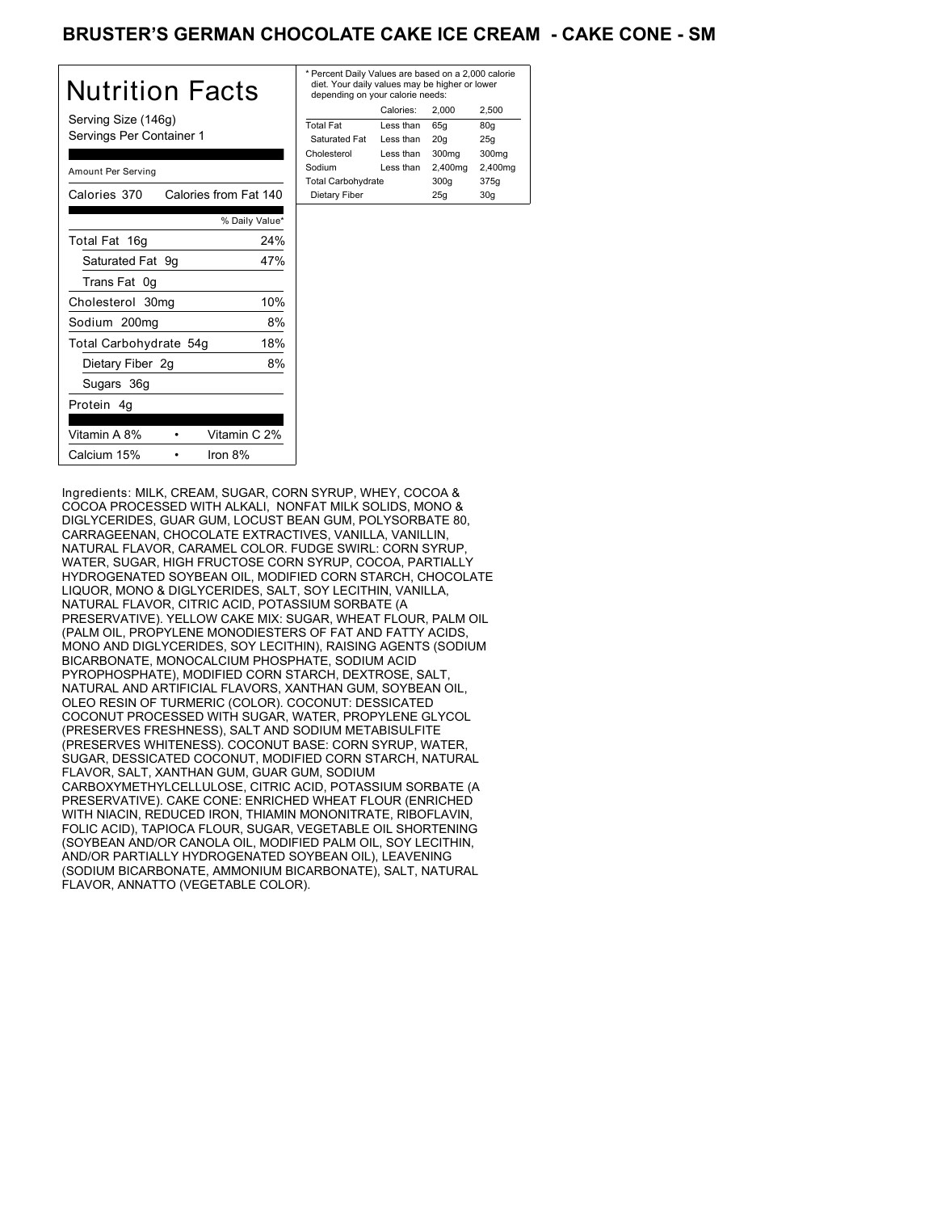# BRUSTER'S GERMAN CHOCOLATE CAKE ICE CREAM - CAKE CONE - SM

## Nutrition Facts

Serving Size (146g)
Servings Per Container 1

| Amount Per Serving | |
|---|---|
| Calories 370 | Calories from Fat 140 |
| | % Daily Value* |
| Total Fat 16g | 24% |
| Saturated Fat 9g | 47% |
| Trans Fat 0g | |
| Cholesterol 30mg | 10% |
| Sodium 200mg | 8% |
| Total Carbohydrate 54g | 18% |
| Dietary Fiber 2g | 8% |
| Sugars 36g | |
| Protein 4g | |

| | | | |
|---|---|---|---|
| Vitamin A 8% | • | Vitamin C 2% | |
| Calcium 15% | • | Iron 8% | |

* Percent Daily Values are based on a 2,000 calorie diet. Your daily values may be higher or lower depending on your calorie needs:

| | Calories: | 2,000 | 2,500 |
|---|---|---|---|
| Total Fat | Less than | 65g | 80g |
| Saturated Fat | Less than | 20g | 25g |
| Cholesterol | Less than | 300mg | 300mg |
| Sodium | Less than | 2,400mg | 2,400mg |
| Total Carbohydrate | | 300g | 375g |
| Dietary Fiber | | 25g | 30g |

Ingredients: MILK, CREAM, SUGAR, CORN SYRUP, WHEY, COCOA & COCOA PROCESSED WITH ALKALI, NONFAT MILK SOLIDS, MONO & DIGLYCERIDES, GUAR GUM, LOCUST BEAN GUM, POLYSORBATE 80, CARRAGEENAN, CHOCOLATE EXTRACTIVES, VANILLA, VANILLIN, NATURAL FLAVOR, CARAMEL COLOR. FUDGE SWIRL: CORN SYRUP, WATER, SUGAR, HIGH FRUCTOSE CORN SYRUP, COCOA, PARTIALLY HYDROGENATED SOYBEAN OIL, MODIFIED CORN STARCH, CHOCOLATE LIQUOR, MONO & DIGLYCERIDES, SALT, SOY LECITHIN, VANILLA, NATURAL FLAVOR, CITRIC ACID, POTASSIUM SORBATE (A PRESERVATIVE). YELLOW CAKE MIX: SUGAR, WHEAT FLOUR, PALM OIL (PALM OIL, PROPYLENE MONODIESTERS OF FAT AND FATTY ACIDS, MONO AND DIGLYCERIDES, SOY LECITHIN), RAISING AGENTS (SODIUM BICARBONATE, MONOCALCIUM PHOSPHATE, SODIUM ACID PYROPHOSPHATE), MODIFIED CORN STARCH, DEXTROSE, SALT, NATURAL AND ARTIFICIAL FLAVORS, XANTHAN GUM, SOYBEAN OIL, OLEO RESIN OF TURMERIC (COLOR). COCONUT: DESSICATED COCONUT PROCESSED WITH SUGAR, WATER, PROPYLENE GLYCOL (PRESERVES FRESHNESS), SALT AND SODIUM METABISULFITE (PRESERVES WHITENESS). COCONUT BASE: CORN SYRUP, WATER, SUGAR, DESSICATED COCONUT, MODIFIED CORN STARCH, NATURAL FLAVOR, SALT, XANTHAN GUM, GUAR GUM, SODIUM CARBOXYMETHYLCELLULOSE, CITRIC ACID, POTASSIUM SORBATE (A PRESERVATIVE). CAKE CONE: ENRICHED WHEAT FLOUR (ENRICHED WITH NIACIN, REDUCED IRON, THIAMIN MONONITRATE, RIBOFLAVIN, FOLIC ACID), TAPIOCA FLOUR, SUGAR, VEGETABLE OIL SHORTENING (SOYBEAN AND/OR CANOLA OIL, MODIFIED PALM OIL, SOY LECITHIN, AND/OR PARTIALLY HYDROGENATED SOYBEAN OIL), LEAVENING (SODIUM BICARBONATE, AMMONIUM BICARBONATE), SALT, NATURAL FLAVOR, ANNATTO (VEGETABLE COLOR).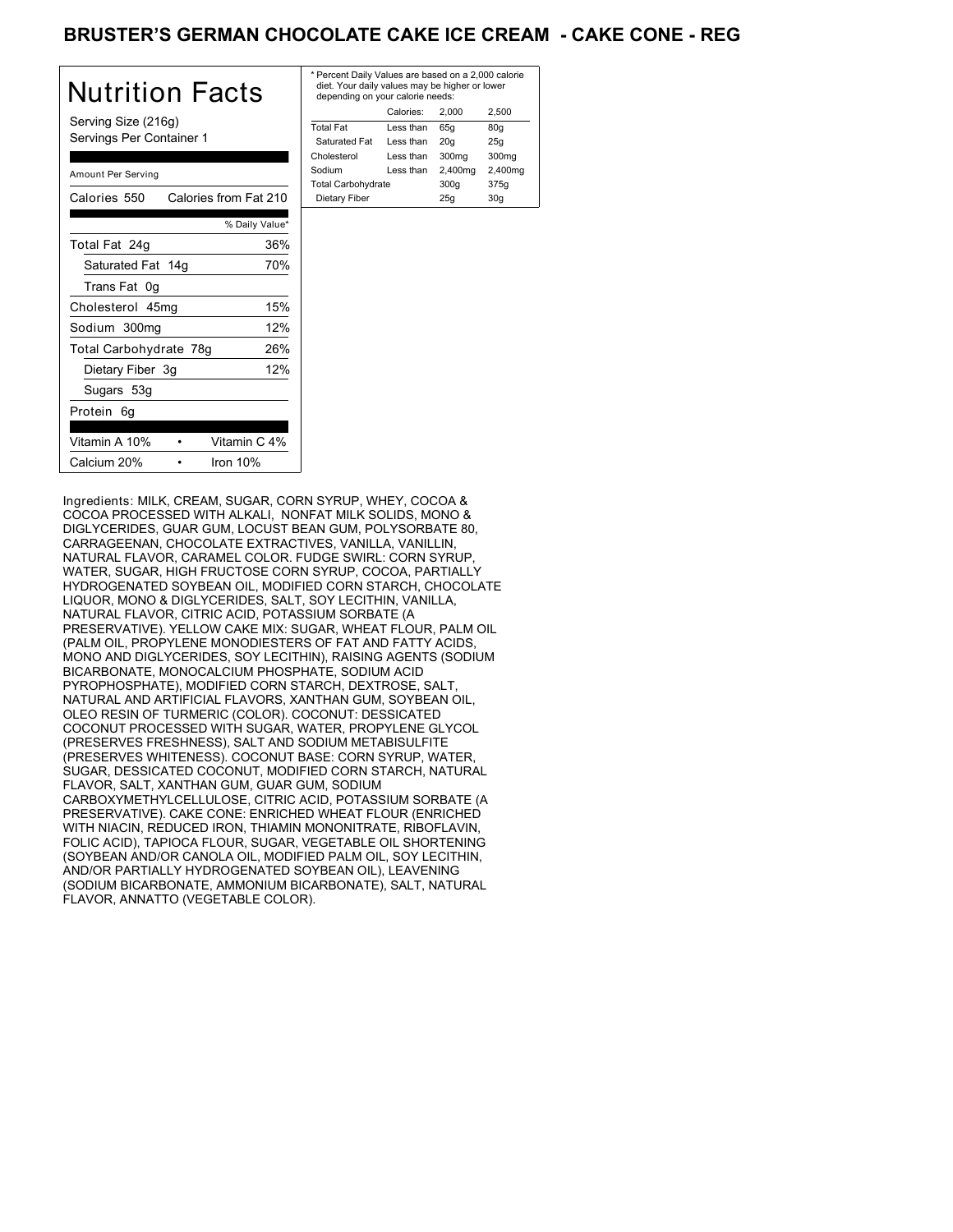# BRUSTER'S GERMAN CHOCOLATE CAKE ICE CREAM - CAKE CONE - REG

## Nutrition Facts

Serving Size (216g)
Servings Per Container 1

Amount Per Serving

| Calories 550 | Calories from Fat 210 |
|---|---|
| | % Daily Value* |
| Total Fat 24g | 36% |
| Saturated Fat 14g | 70% |
| Trans Fat 0g | |
| Cholesterol 45mg | 15% |
| Sodium 300mg | 12% |
| Total Carbohydrate 78g | 26% |
| Dietary Fiber 3g | 12% |
| Sugars 53g | |
| Protein 6g | |

| Vitamin A 10% | • | Vitamin C 4% |
|---|---|---|
| Calcium 20% | • | Iron 10% |

\* Percent Daily Values are based on a 2,000 calorie diet. Your daily values may be higher or lower depending on your calorie needs:

| | Calories: | 2,000 | 2,500 |
|---|---|---|---|
| Total Fat | Less than | 65g | 80g |
| Saturated Fat | Less than | 20g | 25g |
| Cholesterol | Less than | 300mg | 300mg |
| Sodium | Less than | 2,400mg | 2,400mg |
| Total Carbohydrate | | 300g | 375g |
| Dietary Fiber | | 25g | 30g |

Ingredients: MILK, CREAM, SUGAR, CORN SYRUP, WHEY, COCOA & COCOA PROCESSED WITH ALKALI, NONFAT MILK SOLIDS, MONO & DIGLYCERIDES, GUAR GUM, LOCUST BEAN GUM, POLYSORBATE 80, CARRAGEENAN, CHOCOLATE EXTRACTIVES, VANILLA, VANILLIN, NATURAL FLAVOR, CARAMEL COLOR. FUDGE SWIRL: CORN SYRUP, WATER, SUGAR, HIGH FRUCTOSE CORN SYRUP, COCOA, PARTIALLY HYDROGENATED SOYBEAN OIL, MODIFIED CORN STARCH, CHOCOLATE LIQUOR, MONO & DIGLYCERIDES, SALT, SOY LECITHIN, VANILLA, NATURAL FLAVOR, CITRIC ACID, POTASSIUM SORBATE (A PRESERVATIVE). YELLOW CAKE MIX: SUGAR, WHEAT FLOUR, PALM OIL (PALM OIL, PROPYLENE MONODIESTERS OF FAT AND FATTY ACIDS, MONO AND DIGLYCERIDES, SOY LECITHIN), RAISING AGENTS (SODIUM BICARBONATE, MONOCALCIUM PHOSPHATE, SODIUM ACID PYROPHOSPHATE), MODIFIED CORN STARCH, DEXTROSE, SALT, NATURAL AND ARTIFICIAL FLAVORS, XANTHAN GUM, SOYBEAN OIL, OLEO RESIN OF TURMERIC (COLOR). COCONUT: DESSICATED COCONUT PROCESSED WITH SUGAR, WATER, PROPYLENE GLYCOL (PRESERVES FRESHNESS), SALT AND SODIUM METABISULFITE (PRESERVES WHITENESS). COCONUT BASE: CORN SYRUP, WATER, SUGAR, DESSICATED COCONUT, MODIFIED CORN STARCH, NATURAL FLAVOR, SALT, XANTHAN GUM, GUAR GUM, SODIUM CARBOXYMETHYLCELLULOSE, CITRIC ACID, POTASSIUM SORBATE (A PRESERVATIVE). CAKE CONE: ENRICHED WHEAT FLOUR (ENRICHED WITH NIACIN, REDUCED IRON, THIAMIN MONONITRATE, RIBOFLAVIN, FOLIC ACID), TAPIOCA FLOUR, SUGAR, VEGETABLE OIL SHORTENING (SOYBEAN AND/OR CANOLA OIL, MODIFIED PALM OIL, SOY LECITHIN, AND/OR PARTIALLY HYDROGENATED SOYBEAN OIL), LEAVENING (SODIUM BICARBONATE, AMMONIUM BICARBONATE), SALT, NATURAL FLAVOR, ANNATTO (VEGETABLE COLOR).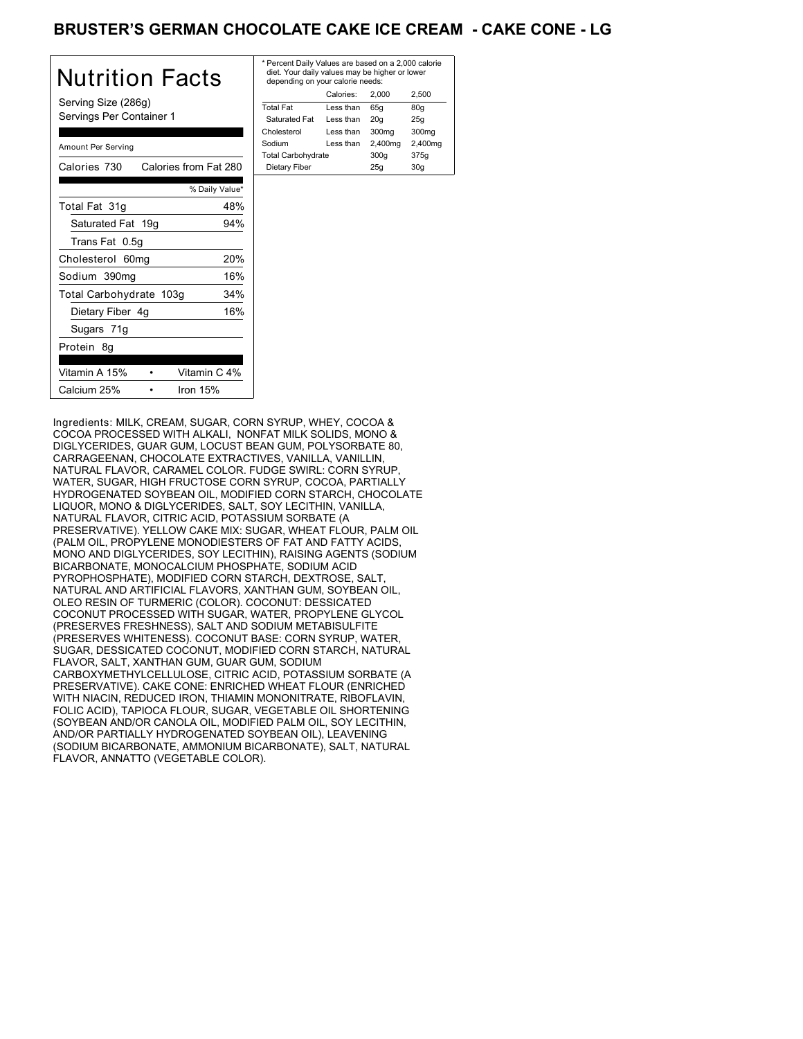# BRUSTER'S GERMAN CHOCOLATE CAKE ICE CREAM - CAKE CONE - LG

## Nutrition Facts

Serving Size (286g)
Servings Per Container 1

Amount Per Serving

| Calories 730 | Calories from Fat 280 |
|---|---|
| | % Daily Value* |
| Total Fat 31g | 48% |
| Saturated Fat 19g | 94% |
| Trans Fat 0.5g | |
| Cholesterol 60mg | 20% |
| Sodium 390mg | 16% |
| Total Carbohydrate 103g | 34% |
| Dietary Fiber 4g | 16% |
| Sugars 71g | |
| Protein 8g | |

| Vitamin A 15% | • | Vitamin C 4% |
|---|---|---|
| Calcium 25% | • | Iron 15% |

* Percent Daily Values are based on a 2,000 calorie diet. Your daily values may be higher or lower depending on your calorie needs:

| | Calories: | 2,000 | 2,500 |
|---|---|---|---|
| Total Fat | Less than | 65g | 80g |
| Saturated Fat | Less than | 20g | 25g |
| Cholesterol | Less than | 300mg | 300mg |
| Sodium | Less than | 2,400mg | 2,400mg |
| Total Carbohydrate | | 300g | 375g |
| Dietary Fiber | | 25g | 30g |

Ingredients: MILK, CREAM, SUGAR, CORN SYRUP, WHEY, COCOA & COCOA PROCESSED WITH ALKALI, NONFAT MILK SOLIDS, MONO & DIGLYCERIDES, GUAR GUM, LOCUST BEAN GUM, POLYSORBATE 80, CARRAGEENAN, CHOCOLATE EXTRACTIVES, VANILLA, VANILLIN, NATURAL FLAVOR, CARAMEL COLOR. FUDGE SWIRL: CORN SYRUP, WATER, SUGAR, HIGH FRUCTOSE CORN SYRUP, COCOA, PARTIALLY HYDROGENATED SOYBEAN OIL, MODIFIED CORN STARCH, CHOCOLATE LIQUOR, MONO & DIGLYCERIDES, SALT, SOY LECITHIN, VANILLA, NATURAL FLAVOR, CITRIC ACID, POTASSIUM SORBATE (A PRESERVATIVE). YELLOW CAKE MIX: SUGAR, WHEAT FLOUR, PALM OIL (PALM OIL, PROPYLENE MONODIESTERS OF FAT AND FATTY ACIDS, MONO AND DIGLYCERIDES, SOY LECITHIN), RAISING AGENTS (SODIUM BICARBONATE, MONOCALCIUM PHOSPHATE, SODIUM ACID PYROPHOSPHATE), MODIFIED CORN STARCH, DEXTROSE, SALT, NATURAL AND ARTIFICIAL FLAVORS, XANTHAN GUM, SOYBEAN OIL, OLEO RESIN OF TURMERIC (COLOR). COCONUT: DESSICATED COCONUT PROCESSED WITH SUGAR, WATER, PROPYLENE GLYCOL (PRESERVES FRESHNESS), SALT AND SODIUM METABISULFITE (PRESERVES WHITENESS). COCONUT BASE: CORN SYRUP, WATER, SUGAR, DESSICATED COCONUT, MODIFIED CORN STARCH, NATURAL FLAVOR, SALT, XANTHAN GUM, GUAR GUM, SODIUM CARBOXYMETHYLCELLULOSE, CITRIC ACID, POTASSIUM SORBATE (A PRESERVATIVE). CAKE CONE: ENRICHED WHEAT FLOUR (ENRICHED WITH NIACIN, REDUCED IRON, THIAMIN MONONITRATE, RIBOFLAVIN, FOLIC ACID), TAPIOCA FLOUR, SUGAR, VEGETABLE OIL SHORTENING (SOYBEAN AND/OR CANOLA OIL, MODIFIED PALM OIL, SOY LECITHIN, AND/OR PARTIALLY HYDROGENATED SOYBEAN OIL), LEAVENING (SODIUM BICARBONATE, AMMONIUM BICARBONATE), SALT, NATURAL FLAVOR, ANNATTO (VEGETABLE COLOR).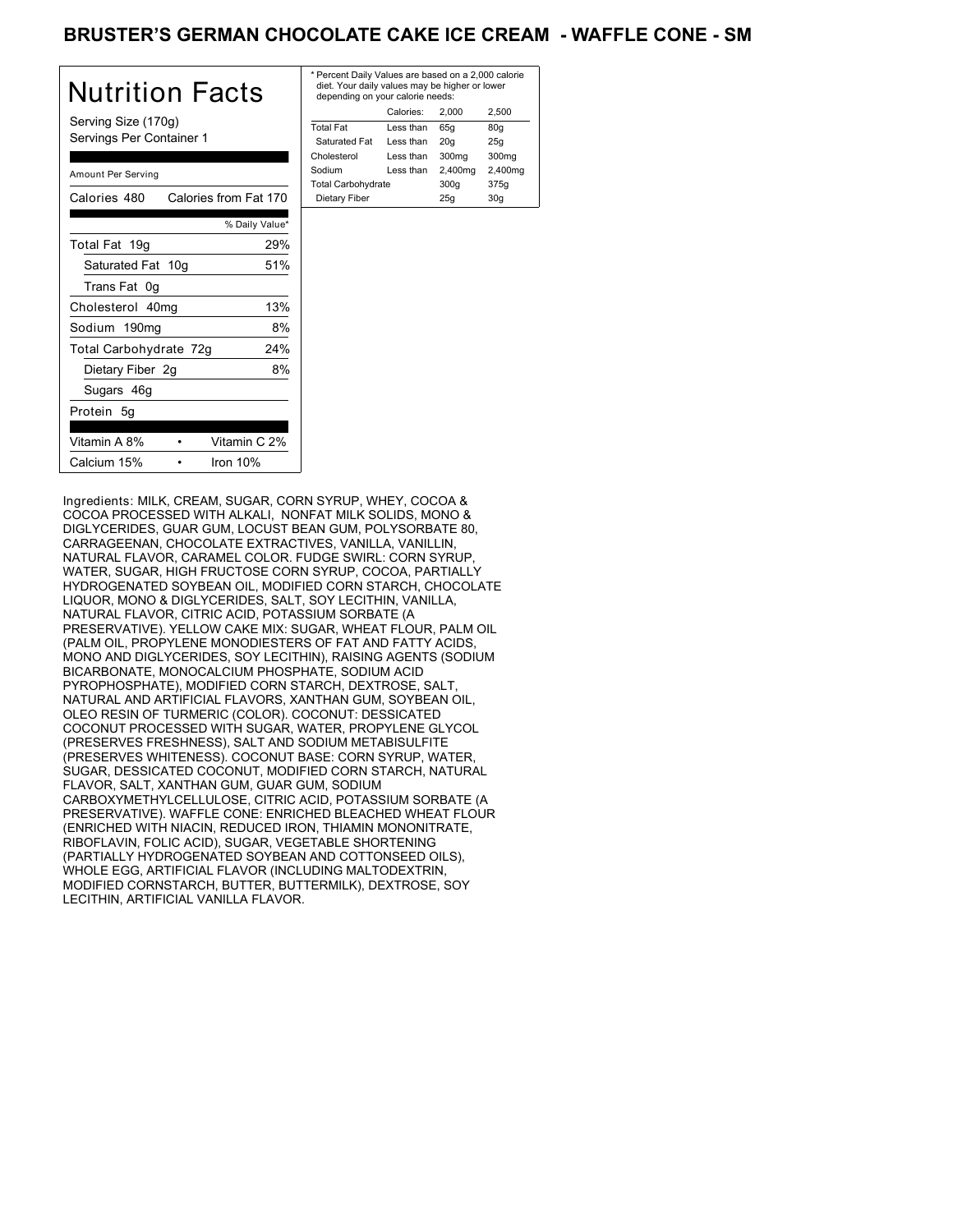# BRUSTER'S GERMAN CHOCOLATE CAKE ICE CREAM - WAFFLE CONE - SM

## Nutrition Facts

Serving Size (170g)
Servings Per Container 1

Amount Per Serving

| Calories 480 | Calories from Fat 170 |
|---|---|
| | % Daily Value* |
| Total Fat 19g | 29% |
| Saturated Fat 10g | 51% |
| Trans Fat 0g | |
| Cholesterol 40mg | 13% |
| Sodium 190mg | 8% |
| Total Carbohydrate 72g | 24% |
| Dietary Fiber 2g | 8% |
| Sugars 46g | |
| Protein 5g | |

| Vitamin A 8% | • | Vitamin C 2% |
|---|---|---|
| Calcium 15% | • | Iron 10% |

* Percent Daily Values are based on a 2,000 calorie diet. Your daily values may be higher or lower depending on your calorie needs:

| | Calories: | 2,000 | 2,500 |
|---|---|---|---|
| Total Fat | Less than | 65g | 80g |
| Saturated Fat | Less than | 20g | 25g |
| Cholesterol | Less than | 300mg | 300mg |
| Sodium | Less than | 2,400mg | 2,400mg |
| Total Carbohydrate | | 300g | 375g |
| Dietary Fiber | | 25g | 30g |

Ingredients: MILK, CREAM, SUGAR, CORN SYRUP, WHEY, COCOA & COCOA PROCESSED WITH ALKALI, NONFAT MILK SOLIDS, MONO & DIGLYCERIDES, GUAR GUM, LOCUST BEAN GUM, POLYSORBATE 80, CARRAGEENAN, CHOCOLATE EXTRACTIVES, VANILLA, VANILLIN, NATURAL FLAVOR, CARAMEL COLOR. FUDGE SWIRL: CORN SYRUP, WATER, SUGAR, HIGH FRUCTOSE CORN SYRUP, COCOA, PARTIALLY HYDROGENATED SOYBEAN OIL, MODIFIED CORN STARCH, CHOCOLATE LIQUOR, MONO & DIGLYCERIDES, SALT, SOY LECITHIN, VANILLA, NATURAL FLAVOR, CITRIC ACID, POTASSIUM SORBATE (A PRESERVATIVE). YELLOW CAKE MIX: SUGAR, WHEAT FLOUR, PALM OIL (PALM OIL, PROPYLENE MONODIESTERS OF FAT AND FATTY ACIDS, MONO AND DIGLYCERIDES, SOY LECITHIN), RAISING AGENTS (SODIUM BICARBONATE, MONOCALCIUM PHOSPHATE, SODIUM ACID PYROPHOSPHATE), MODIFIED CORN STARCH, DEXTROSE, SALT, NATURAL AND ARTIFICIAL FLAVORS, XANTHAN GUM, SOYBEAN OIL, OLEO RESIN OF TURMERIC (COLOR). COCONUT: DESSICATED COCONUT PROCESSED WITH SUGAR, WATER, PROPYLENE GLYCOL (PRESERVES FRESHNESS), SALT AND SODIUM METABISULFITE (PRESERVES WHITENESS). COCONUT BASE: CORN SYRUP, WATER, SUGAR, DESSICATED COCONUT, MODIFIED CORN STARCH, NATURAL FLAVOR, SALT, XANTHAN GUM, GUAR GUM, SODIUM CARBOXYMETHYLCELLULOSE, CITRIC ACID, POTASSIUM SORBATE (A PRESERVATIVE). WAFFLE CONE: ENRICHED BLEACHED WHEAT FLOUR (ENRICHED WITH NIACIN, REDUCED IRON, THIAMIN MONONITRATE, RIBOFLAVIN, FOLIC ACID), SUGAR, VEGETABLE SHORTENING (PARTIALLY HYDROGENATED SOYBEAN AND COTTONSEED OILS), WHOLE EGG, ARTIFICIAL FLAVOR (INCLUDING MALTODEXTRIN, MODIFIED CORNSTARCH, BUTTER, BUTTERMILK), DEXTROSE, SOY LECITHIN, ARTIFICIAL VANILLA FLAVOR.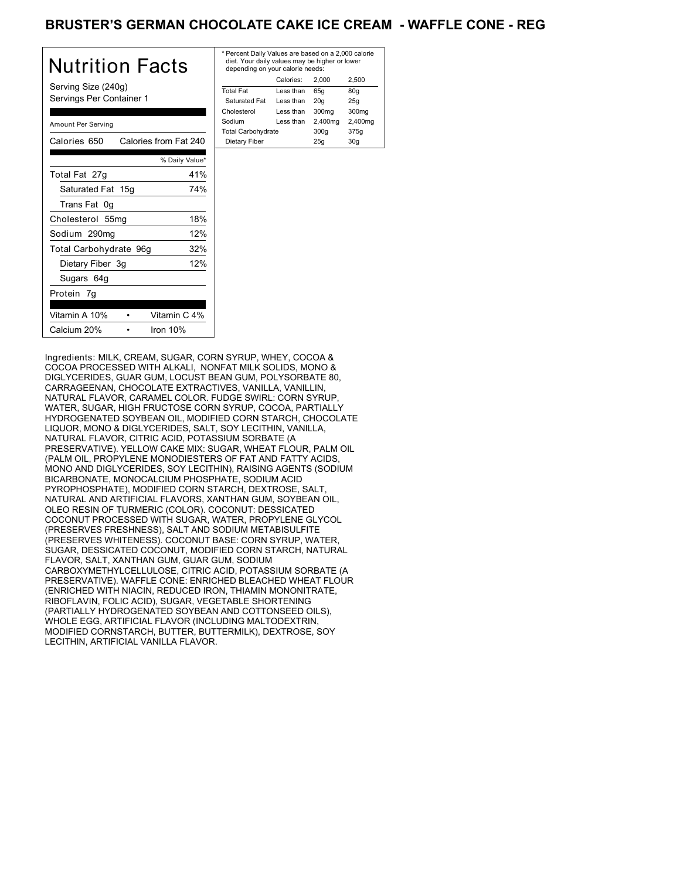# BRUSTER'S GERMAN CHOCOLATE CAKE ICE CREAM - WAFFLE CONE - REG

## Nutrition Facts

Serving Size (240g)
Servings Per Container 1

Amount Per Serving

| Calories 650 | Calories from Fat 240 |
|---|---|
| | % Daily Value* |
| Total Fat 27g | 41% |
| Saturated Fat 15g | 74% |
| Trans Fat 0g | |
| Cholesterol 55mg | 18% |
| Sodium 290mg | 12% |
| Total Carbohydrate 96g | 32% |
| Dietary Fiber 3g | 12% |
| Sugars 64g | |
| Protein 7g | |

| Vitamin A 10% | • | Vitamin C 4% |
|---|---|---|
| Calcium 20% | • | Iron 10% |

\* Percent Daily Values are based on a 2,000 calorie diet. Your daily values may be higher or lower depending on your calorie needs:

| | Calories: | 2,000 | 2,500 |
|---|---|---|---|
| Total Fat | Less than | 65g | 80g |
| Saturated Fat | Less than | 20g | 25g |
| Cholesterol | Less than | 300mg | 300mg |
| Sodium | Less than | 2,400mg | 2,400mg |
| Total Carbohydrate | | 300g | 375g |
| Dietary Fiber | | 25g | 30g |

Ingredients: MILK, CREAM, SUGAR, CORN SYRUP, WHEY, COCOA & COCOA PROCESSED WITH ALKALI, NONFAT MILK SOLIDS, MONO & DIGLYCERIDES, GUAR GUM, LOCUST BEAN GUM, POLYSORBATE 80, CARRAGEENAN, CHOCOLATE EXTRACTIVES, VANILLA, VANILLIN, NATURAL FLAVOR, CARAMEL COLOR. FUDGE SWIRL: CORN SYRUP, WATER, SUGAR, HIGH FRUCTOSE CORN SYRUP, COCOA, PARTIALLY HYDROGENATED SOYBEAN OIL, MODIFIED CORN STARCH, CHOCOLATE LIQUOR, MONO & DIGLYCERIDES, SALT, SOY LECITHIN, VANILLA, NATURAL FLAVOR, CITRIC ACID, POTASSIUM SORBATE (A PRESERVATIVE). YELLOW CAKE MIX: SUGAR, WHEAT FLOUR, PALM OIL (PALM OIL, PROPYLENE MONODIESTERS OF FAT AND FATTY ACIDS, MONO AND DIGLYCERIDES, SOY LECITHIN), RAISING AGENTS (SODIUM BICARBONATE, MONOCALCIUM PHOSPHATE, SODIUM ACID PYROPHOSPHATE), MODIFIED CORN STARCH, DEXTROSE, SALT, NATURAL AND ARTIFICIAL FLAVORS, XANTHAN GUM, SOYBEAN OIL, OLEO RESIN OF TURMERIC (COLOR). COCONUT: DESSICATED COCONUT PROCESSED WITH SUGAR, WATER, PROPYLENE GLYCOL (PRESERVES FRESHNESS), SALT AND SODIUM METABISULFITE (PRESERVES WHITENESS). COCONUT BASE: CORN SYRUP, WATER, SUGAR, DESSICATED COCONUT, MODIFIED CORN STARCH, NATURAL FLAVOR, SALT, XANTHAN GUM, GUAR GUM, SODIUM CARBOXYMETHYLCELLULOSE, CITRIC ACID, POTASSIUM SORBATE (A PRESERVATIVE). WAFFLE CONE: ENRICHED BLEACHED WHEAT FLOUR (ENRICHED WITH NIACIN, REDUCED IRON, THIAMIN MONONITRATE, RIBOFLAVIN, FOLIC ACID), SUGAR, VEGETABLE SHORTENING (PARTIALLY HYDROGENATED SOYBEAN AND COTTONSEED OILS), WHOLE EGG, ARTIFICIAL FLAVOR (INCLUDING MALTODEXTRIN, MODIFIED CORNSTARCH, BUTTER, BUTTERMILK), DEXTROSE, SOY LECITHIN, ARTIFICIAL VANILLA FLAVOR.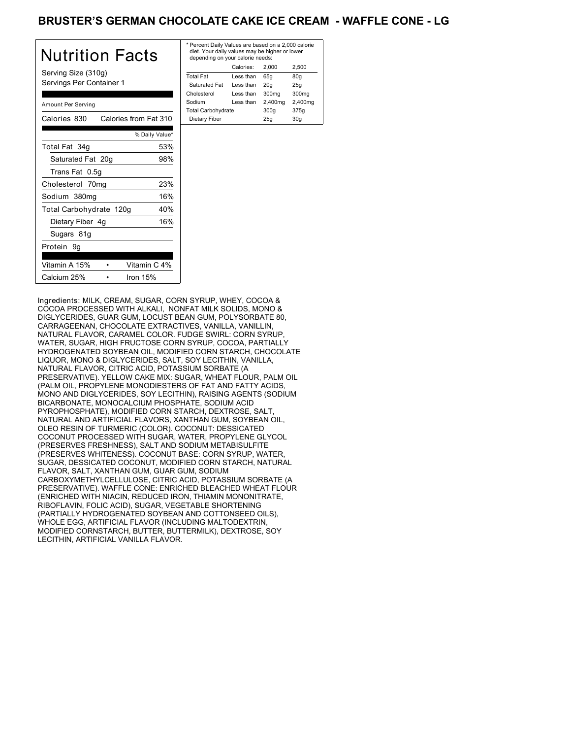# BRUSTER'S GERMAN CHOCOLATE CAKE ICE CREAM - WAFFLE CONE - LG

## Nutrition Facts

Serving Size (310g)
Servings Per Container 1

Amount Per Serving

| | |
|---|---|
| Calories 830 | Calories from Fat 310 |
| | % Daily Value* |
| Total Fat 34g | 53% |
| Saturated Fat 20g | 98% |
| Trans Fat 0.5g | |
| Cholesterol 70mg | 23% |
| Sodium 380mg | 16% |
| Total Carbohydrate 120g | 40% |
| Dietary Fiber 4g | 16% |
| Sugars 81g | |
| Protein 9g | |
| Vitamin A 15% • | Vitamin C 4% |
| Calcium 25% • | Iron 15% |

* Percent Daily Values are based on a 2,000 calorie diet. Your daily values may be higher or lower depending on your calorie needs:

| | | | |
|---|---|---|---|
| | Calories: | 2,000 | 2,500 |
| Total Fat | Less than | 65g | 80g |
| Saturated Fat | Less than | 20g | 25g |
| Cholesterol | Less than | 300mg | 300mg |
| Sodium | Less than | 2,400mg | 2,400mg |
| Total Carbohydrate | | 300g | 375g |
| Dietary Fiber | | 25g | 30g |

Ingredients: MILK, CREAM, SUGAR, CORN SYRUP, WHEY, COCOA & COCOA PROCESSED WITH ALKALI, NONFAT MILK SOLIDS, MONO & DIGLYCERIDES, GUAR GUM, LOCUST BEAN GUM, POLYSORBATE 80, CARRAGEENAN, CHOCOLATE EXTRACTIVES, VANILLA, VANILLIN, NATURAL FLAVOR, CARAMEL COLOR. FUDGE SWIRL: CORN SYRUP, WATER, SUGAR, HIGH FRUCTOSE CORN SYRUP, COCOA, PARTIALLY HYDROGENATED SOYBEAN OIL, MODIFIED CORN STARCH, CHOCOLATE LIQUOR, MONO & DIGLYCERIDES, SALT, SOY LECITHIN, VANILLA, NATURAL FLAVOR, CITRIC ACID, POTASSIUM SORBATE (A PRESERVATIVE). YELLOW CAKE MIX: SUGAR, WHEAT FLOUR, PALM OIL (PALM OIL, PROPYLENE MONODIESTERS OF FAT AND FATTY ACIDS, MONO AND DIGLYCERIDES, SOY LECITHIN), RAISING AGENTS (SODIUM BICARBONATE, MONOCALCIUM PHOSPHATE, SODIUM ACID PYROPHOSPHATE), MODIFIED CORN STARCH, DEXTROSE, SALT, NATURAL AND ARTIFICIAL FLAVORS, XANTHAN GUM, SOYBEAN OIL, OLEO RESIN OF TURMERIC (COLOR). COCONUT: DESSICATED COCONUT PROCESSED WITH SUGAR, WATER, PROPYLENE GLYCOL (PRESERVES FRESHNESS), SALT AND SODIUM METABISULFITE (PRESERVES WHITENESS). COCONUT BASE: CORN SYRUP, WATER, SUGAR, DESSICATED COCONUT, MODIFIED CORN STARCH, NATURAL FLAVOR, SALT, XANTHAN GUM, GUAR GUM, SODIUM CARBOXYMETHYLCELLULOSE, CITRIC ACID, POTASSIUM SORBATE (A PRESERVATIVE). WAFFLE CONE: ENRICHED BLEACHED WHEAT FLOUR (ENRICHED WITH NIACIN, REDUCED IRON, THIAMIN MONONITRATE, RIBOFLAVIN, FOLIC ACID), SUGAR, VEGETABLE SHORTENING (PARTIALLY HYDROGENATED SOYBEAN AND COTTONSEED OILS), WHOLE EGG, ARTIFICIAL FLAVOR (INCLUDING MALTODEXTRIN, MODIFIED CORNSTARCH, BUTTER, BUTTERMILK), DEXTROSE, SOY LECITHIN, ARTIFICIAL VANILLA FLAVOR.